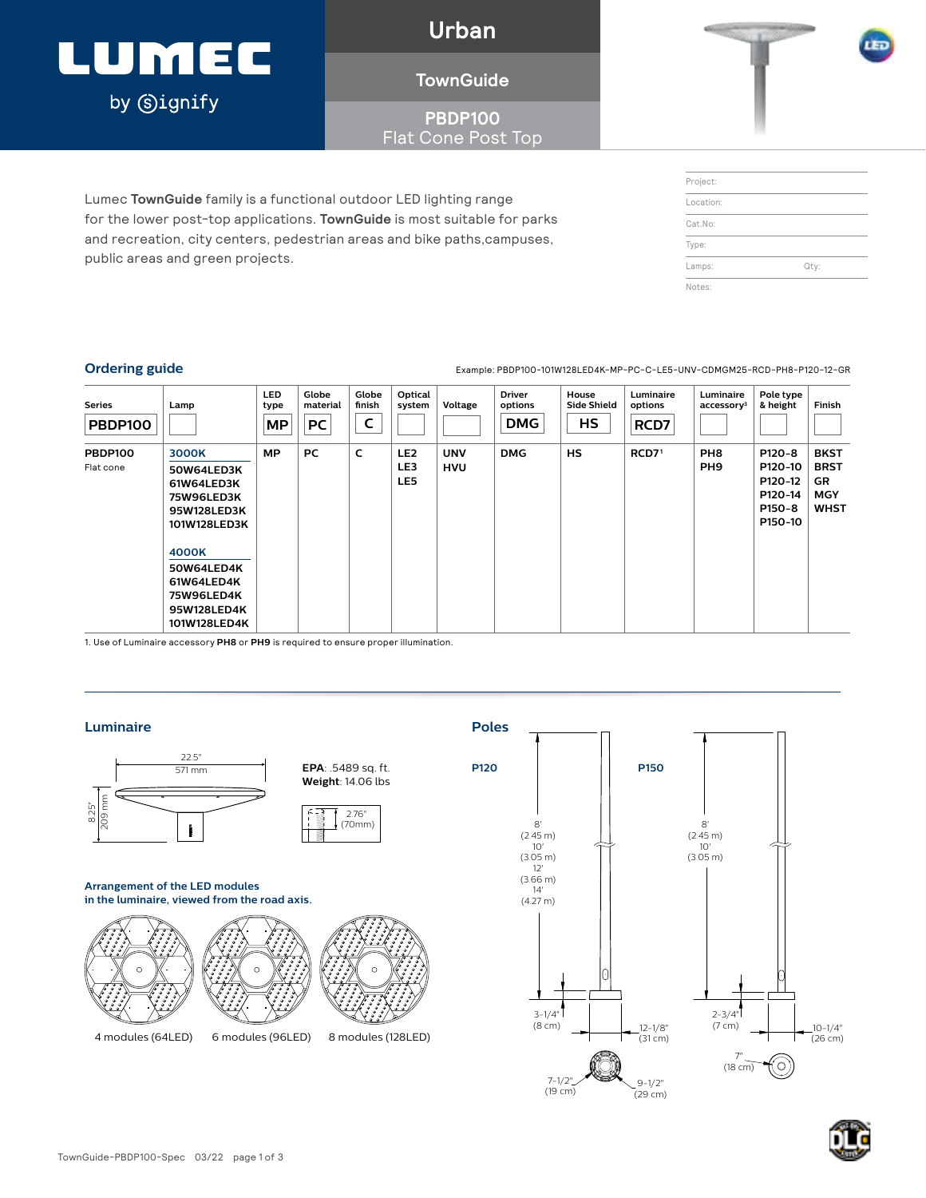# LUMEC by Signify

## Urban

## TownGuide

## PBDP100
Flat Cone Post Top

Lumec **TownGuide** family is a functional outdoor LED lighting range for the lower post-top applications. **TownGuide** is most suitable for parks and recreation, city centers, pedestrian areas and bike paths,campuses, public areas and green projects.

| | |
|---|---|
| Project: | |
| Location: | |
| Cat.No: | |
| Type: | |
| Lamps: | Qty: |
| Notes: | |

## Ordering guide

Example: PBDP100-101W128LED4K-MP-PC-C-LE5-UNV-CDMGM25-RCD-PH8-P120-12-GR

| Series | Lamp | LED type | Globe material | Globe finish | Optical system | Voltage | Driver options | House Side Shield | Luminaire options | Luminaire accessory[1] | Pole type & height | Finish |
|---|---|---|---|---|---|---|---|---|---|---|---|---|
| PBDP100 | | MP | PC | C | | | DMG | HS | RCD7 | | | |
| **PBDP100** Flat cone | **3000K** 50W64LED3K 61W64LED3K 75W96LED3K 95W128LED3K 101W128LED3K **4000K** 50W64LED4K 61W64LED4K 75W96LED4K 95W128LED4K 101W128LED4K | MP | PC | C | LE2 LE3 LE5 | UNV HVU | DMG | HS | RCD7[1] | PH8 PH9 | P120-8 P120-10 P120-12 P120-14 P150-8 P150-10 | BKST BRST GR MGY WHST |

1. Use of Luminaire accessory **PH8** or **PH9** is required to ensure proper illumination.

## Luminaire

22.5" (571 mm)

8.25" (209 mm)

**EPA**: .5489 sq. ft.
**Weight**: 14.06 lbs

2.76" (70mm)

**Arrangement of the LED modules in the luminaire, viewed from the road axis.**

4 modules (64LED) 6 modules (96LED) 8 modules (128LED)

## Poles

**P120**

8' (2.45 m)
10' (3.05 m)
12' (3.66 m)
14' (4.27 m)

3-1/4" (8 cm)
12-1/8" (31 cm)
7-1/2" (19 cm)
9-1/2" (29 cm)

**P150**

8' (2.45 m)
10' (3.05 m)

2-3/4" (7 cm)
10-1/4" (26 cm)
7" (18 cm)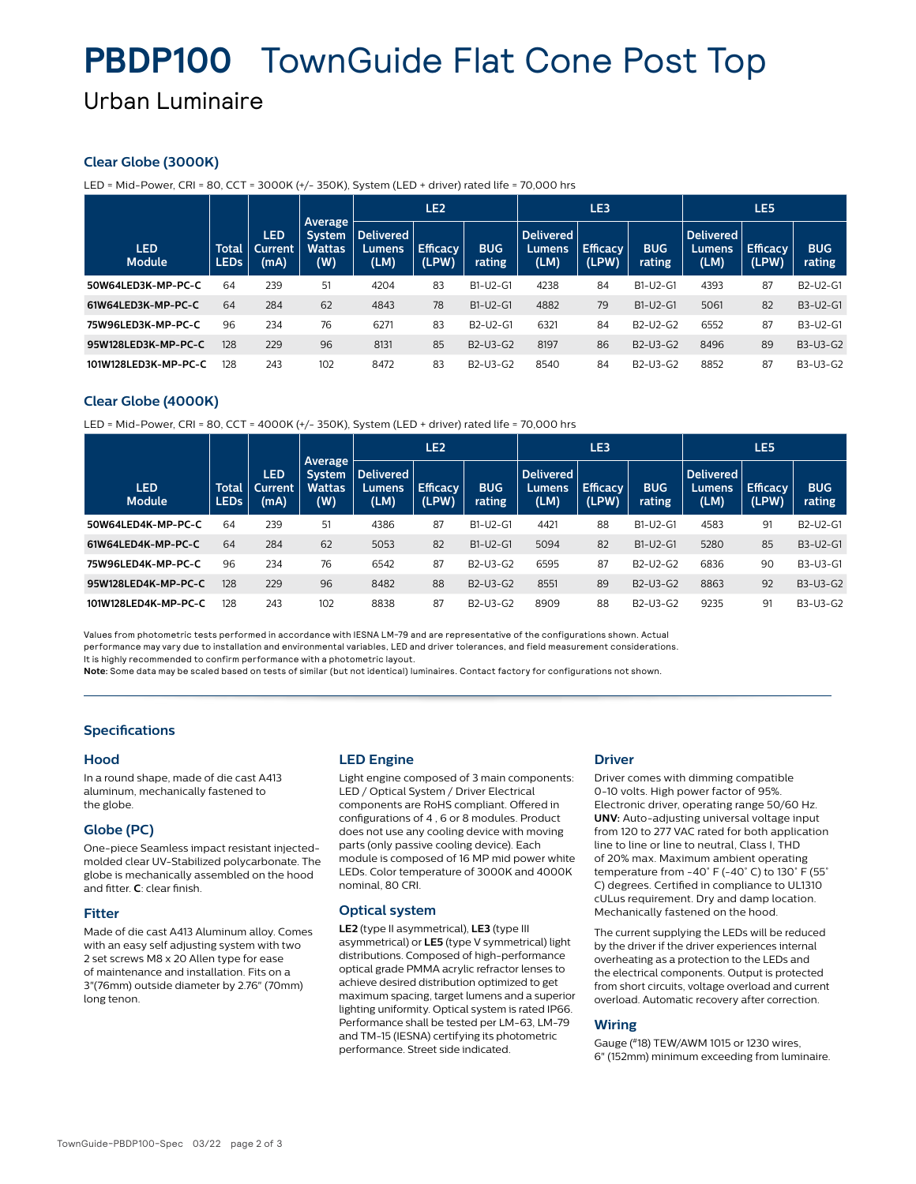# PBDP100 TownGuide Flat Cone Post Top

## Urban Luminaire

### Clear Globe (3000K)

LED = Mid-Power, CRI = 80, CCT = 3000K (+/- 350K), System (LED + driver) rated life = 70,000 hrs

| LED Module | Total LEDs | LED Current (mA) | Average System Wattas (W) | LE2 | | | LE3 | | | LE5 | | |
|---|---|---|---|---|---|---|---|---|---|---|---|---|
| | | | | Delivered Lumens (LM) | Efficacy (LPW) | BUG rating | Delivered Lumens (LM) | Efficacy (LPW) | BUG rating | Delivered Lumens (LM) | Efficacy (LPW) | BUG rating |
| 50W64LED3K-MP-PC-C | 64 | 239 | 51 | 4204 | 83 | B1-U2-G1 | 4238 | 84 | B1-U2-G1 | 4393 | 87 | B2-U2-G1 |
| 61W64LED3K-MP-PC-C | 64 | 284 | 62 | 4843 | 78 | B1-U2-G1 | 4882 | 79 | B1-U2-G1 | 5061 | 82 | B3-U2-G1 |
| 75W96LED3K-MP-PC-C | 96 | 234 | 76 | 6271 | 83 | B2-U2-G1 | 6321 | 84 | B2-U2-G2 | 6552 | 87 | B3-U2-G1 |
| 95W128LED3K-MP-PC-C | 128 | 229 | 96 | 8131 | 85 | B2-U3-G2 | 8197 | 86 | B2-U3-G2 | 8496 | 89 | B3-U3-G2 |
| 101W128LED3K-MP-PC-C | 128 | 243 | 102 | 8472 | 83 | B2-U3-G2 | 8540 | 84 | B2-U3-G2 | 8852 | 87 | B3-U3-G2 |

### Clear Globe (4000K)

LED = Mid-Power, CRI = 80, CCT = 4000K (+/- 350K), System (LED + driver) rated life = 70,000 hrs

| LED Module | Total LEDs | LED Current (mA) | Average System Wattas (W) | LE2 | | | LE3 | | | LE5 | | |
|---|---|---|---|---|---|---|---|---|---|---|---|---|
| | | | | Delivered Lumens (LM) | Efficacy (LPW) | BUG rating | Delivered Lumens (LM) | Efficacy (LPW) | BUG rating | Delivered Lumens (LM) | Efficacy (LPW) | BUG rating |
| 50W64LED4K-MP-PC-C | 64 | 239 | 51 | 4386 | 87 | B1-U2-G1 | 4421 | 88 | B1-U2-G1 | 4583 | 91 | B2-U2-G1 |
| 61W64LED4K-MP-PC-C | 64 | 284 | 62 | 5053 | 82 | B1-U2-G1 | 5094 | 82 | B1-U2-G1 | 5280 | 85 | B3-U2-G1 |
| 75W96LED4K-MP-PC-C | 96 | 234 | 76 | 6542 | 87 | B2-U3-G2 | 6595 | 87 | B2-U2-G2 | 6836 | 90 | B3-U3-G1 |
| 95W128LED4K-MP-PC-C | 128 | 229 | 96 | 8482 | 88 | B2-U3-G2 | 8551 | 89 | B2-U3-G2 | 8863 | 92 | B3-U3-G2 |
| 101W128LED4K-MP-PC-C | 128 | 243 | 102 | 8838 | 87 | B2-U3-G2 | 8909 | 88 | B2-U3-G2 | 9235 | 91 | B3-U3-G2 |

Values from photometric tests performed in accordance with IESNA LM-79 and are representative of the configurations shown. Actual performance may vary due to installation and environmental variables, LED and driver tolerances, and field measurement considerations. It is highly recommended to confirm performance with a photometric layout.
**Note:** Some data may be scaled based on tests of similar (but not identical) luminaires. Contact factory for configurations not shown.

---

### Specifications

#### Hood

In a round shape, made of die cast A413 aluminum, mechanically fastened to the globe.

#### Globe (PC)

One-piece Seamless impact resistant injected-molded clear UV-Stabilized polycarbonate. The globe is mechanically assembled on the hood and fitter. **C**: clear finish.

#### Fitter

Made of die cast A413 Aluminum alloy. Comes with an easy self adjusting system with two 2 set screws M8 x 20 Allen type for ease of maintenance and installation. Fits on a 3"(76mm) outside diameter by 2.76" (70mm) long tenon.

#### LED Engine

Light engine composed of 3 main components: LED / Optical System / Driver Electrical components are RoHS compliant. Offered in configurations of 4 , 6 or 8 modules. Product does not use any cooling device with moving parts (only passive cooling device). Each module is composed of 16 MP mid power white LEDs. Color temperature of 3000K and 4000K nominal, 80 CRI.

#### Optical system

**LE2** (type II asymmetrical), **LE3** (type III asymmetrical) or **LE5** (type V symmetrical) light distributions. Composed of high-performance optical grade PMMA acrylic refractor lenses to achieve desired distribution optimized to get maximum spacing, target lumens and a superior lighting uniformity. Optical system is rated IP66. Performance shall be tested per LM-63, LM-79 and TM-15 (IESNA) certifying its photometric performance. Street side indicated.

#### Driver

Driver comes with dimming compatible 0-10 volts. High power factor of 95%. Electronic driver, operating range 50/60 Hz. **UNV:** Auto-adjusting universal voltage input from 120 to 277 VAC rated for both application line to line or line to neutral, Class I, THD of 20% max. Maximum ambient operating temperature from -40° F (-40° C) to 130° F (55° C) degrees. Certified in compliance to UL1310 cULus requirement. Dry and damp location. Mechanically fastened on the hood.

The current supplying the LEDs will be reduced by the driver if the driver experiences internal overheating as a protection to the LEDs and the electrical components. Output is protected from short circuits, voltage overload and current overload. Automatic recovery after correction.

#### Wiring

Gauge (#18) TEW/AWM 1015 or 1230 wires, 6" (152mm) minimum exceeding from luminaire.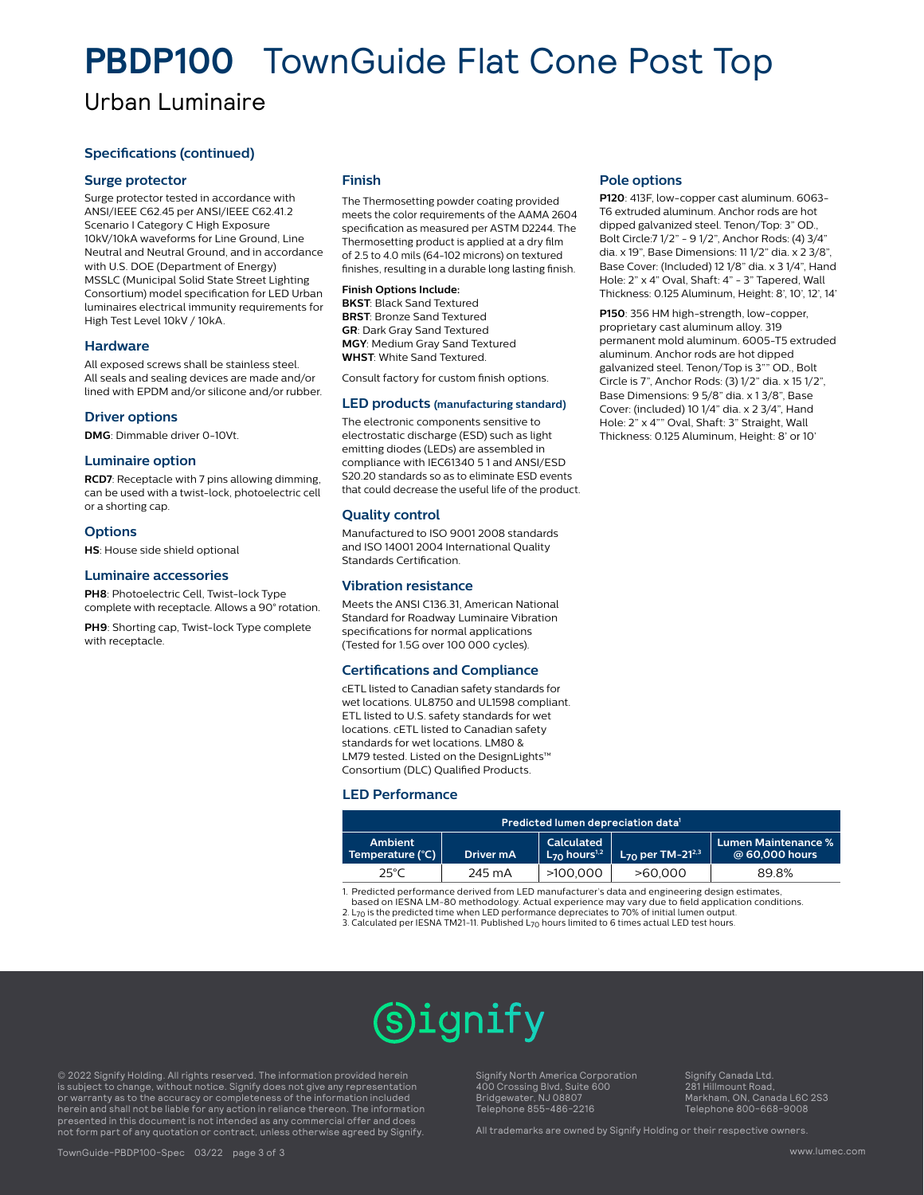# PBDP100 TownGuide Flat Cone Post Top

## Urban Luminaire

### Specifications (continued)

#### Surge protector

Surge protector tested in accordance with ANSI/IEEE C62.45 per ANSI/IEEE C62.41.2 Scenario I Category C High Exposure 10kV/10kA waveforms for Line Ground, Line Neutral and Neutral Ground, and in accordance with U.S. DOE (Department of Energy) MSSLC (Municipal Solid State Street Lighting Consortium) model specification for LED Urban luminaires electrical immunity requirements for High Test Level 10kV / 10kA.

#### Hardware

All exposed screws shall be stainless steel. All seals and sealing devices are made and/or lined with EPDM and/or silicone and/or rubber.

#### Driver options

**DMG**: Dimmable driver 0-10Vt.

#### Luminaire option

**RCD7**: Receptacle with 7 pins allowing dimming, can be used with a twist-lock, photoelectric cell or a shorting cap.

#### Options

**HS**: House side shield optional

#### Luminaire accessories

**PH8**: Photoelectric Cell, Twist-lock Type complete with receptacle. Allows a 90° rotation.

**PH9**: Shorting cap, Twist-lock Type complete with receptacle.

#### Finish

The Thermosetting powder coating provided meets the color requirements of the AAMA 2604 specification as measured per ASTM D2244. The Thermosetting product is applied at a dry film of 2.5 to 4.0 mils (64-102 microns) on textured finishes, resulting in a durable long lasting finish.

**Finish Options Include:**
**BKST**: Black Sand Textured
**BRST**: Bronze Sand Textured
**GR**: Dark Gray Sand Textured
**MGY**: Medium Gray Sand Textured
**WHST**: White Sand Textured.

Consult factory for custom finish options.

#### LED products (manufacturing standard)

The electronic components sensitive to electrostatic discharge (ESD) such as light emitting diodes (LEDs) are assembled in compliance with IEC61340 5 1 and ANSI/ESD S20.20 standards so as to eliminate ESD events that could decrease the useful life of the product.

#### Quality control

Manufactured to ISO 9001 2008 standards and ISO 14001 2004 International Quality Standards Certification.

#### Vibration resistance

Meets the ANSI C136.31, American National Standard for Roadway Luminaire Vibration specifications for normal applications (Tested for 1.5G over 100 000 cycles).

#### Certifications and Compliance

cETL listed to Canadian safety standards for wet locations. UL8750 and UL1598 compliant. ETL listed to U.S. safety standards for wet locations. cETL listed to Canadian safety standards for wet locations. LM80 & LM79 tested. Listed on the DesignLights™ Consortium (DLC) Qualified Products.

#### Pole options

**P120**: 413F, low-copper cast aluminum. 6063-T6 extruded aluminum. Anchor rods are hot dipped galvanized steel. Tenon/Top: 3" OD., Bolt Circle:7 1/2" - 9 1/2", Anchor Rods: (4) 3/4" dia. x 19", Base Dimensions: 11 1/2" dia. x 2 3/8", Base Cover: (Included) 12 1/8" dia. x 3 1/4", Hand Hole: 2" x 4" Oval, Shaft: 4" - 3" Tapered, Wall Thickness: 0.125 Aluminum, Height: 8', 10', 12', 14'

**P150**: 356 HM high-strength, low-copper, proprietary cast aluminum alloy. 319 permanent mold aluminum. 6005-T5 extruded aluminum. Anchor rods are hot dipped galvanized steel. Tenon/Top is 3"" OD., Bolt Circle is 7", Anchor Rods: (3) 1/2" dia. x 15 1/2", Base Dimensions: 9 5/8" dia. x 1 3/8", Base Cover: (included) 10 1/4"" dia. x 2 3/4", Hand Hole: 2" x 4"" Oval, Shaft: 3" Straight, Wall Thickness: 0.125 Aluminum, Height: 8' or 10'

#### LED Performance

| Predicted lumen depreciation data[1] | | | | |
|---|---|---|---|---|
| Ambient Temperature (°C) | Driver mA | Calculated $L_{70}$ hours[1,2] | $L_{70}$ per TM-21[2,3] | Lumen Maintenance % @ 60,000 hours |
| 25°C | 245 mA | >100,000 | >60,000 | 89.8% |

1. Predicted performance derived from LED manufacturer's data and engineering design estimates, based on IESNA LM-80 methodology. Actual experience may vary due to field application conditions.
2. $L_{70}$ is the predicted time when LED performance depreciates to 70% of initial lumen output.
3. Calculated per IESNA TM21-11. Published $L_{70}$ hours limited to 6 times actual LED test hours.

Signify

© 2022 Signify Holding. All rights reserved. The information provided herein is subject to change, without notice. Signify does not give any representation or warranty as to the accuracy or completeness of the information included herein and shall not be liable for any action in reliance thereon. The information presented in this document is not intended as any commercial offer and does not form part of any quotation or contract, unless otherwise agreed by Signify.

Signify North America Corporation
400 Crossing Blvd, Suite 600
Bridgewater, NJ 08807
Telephone 855-486-2216

Signify Canada Ltd.
281 Hillmount Road,
Markham, ON, Canada L6C 2S3
Telephone 800-668-9008

All trademarks are owned by Signify Holding or their respective owners.

TownGuide-PBDP100-Spec 03/22

www.lumec.com